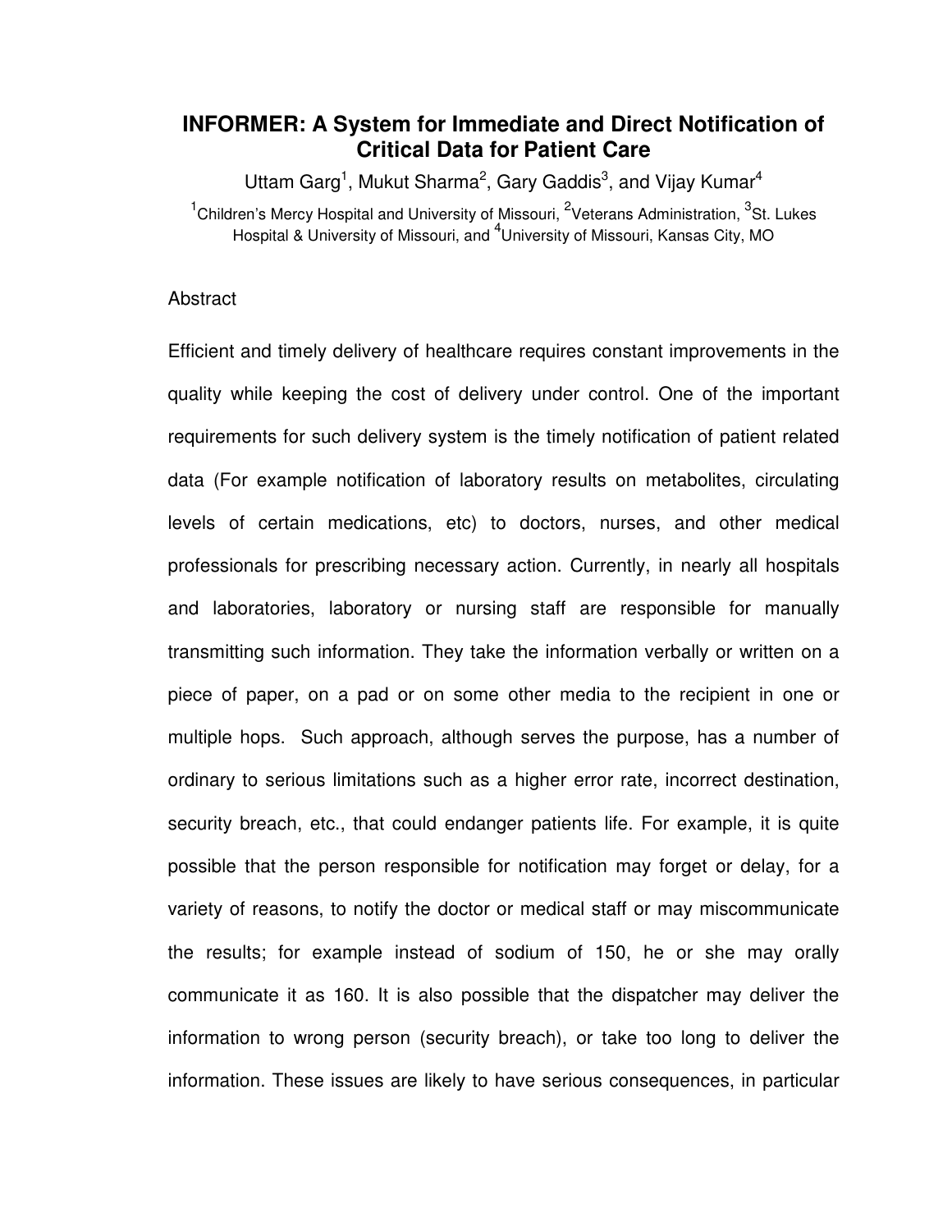# INFORMER: A System for Immediate and Direct Notification of Critical Data for Patient Care

Uttam Garg[1], Mukut Sharma[2], Gary Gaddis[3], and Vijay Kumar[4]

[1]Children's Mercy Hospital and University of Missouri, [2]Veterans Administration, [3]St. Lukes Hospital & University of Missouri, and [4]University of Missouri, Kansas City, MO

## Abstract

Efficient and timely delivery of healthcare requires constant improvements in the quality while keeping the cost of delivery under control. One of the important requirements for such delivery system is the timely notification of patient related data (For example notification of laboratory results on metabolites, circulating levels of certain medications, etc) to doctors, nurses, and other medical professionals for prescribing necessary action. Currently, in nearly all hospitals and laboratories, laboratory or nursing staff are responsible for manually transmitting such information. They take the information verbally or written on a piece of paper, on a pad or on some other media to the recipient in one or multiple hops. Such approach, although serves the purpose, has a number of ordinary to serious limitations such as a higher error rate, incorrect destination, security breach, etc., that could endanger patients life. For example, it is quite possible that the person responsible for notification may forget or delay, for a variety of reasons, to notify the doctor or medical staff or may miscommunicate the results; for example instead of sodium of 150, he or she may orally communicate it as 160. It is also possible that the dispatcher may deliver the information to wrong person (security breach), or take too long to deliver the information. These issues are likely to have serious consequences, in particular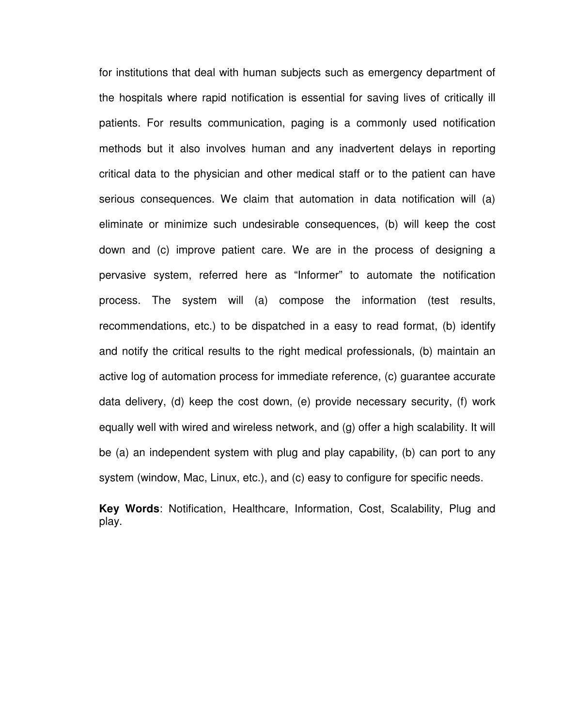for institutions that deal with human subjects such as emergency department of the hospitals where rapid notification is essential for saving lives of critically ill patients. For results communication, paging is a commonly used notification methods but it also involves human and any inadvertent delays in reporting critical data to the physician and other medical staff or to the patient can have serious consequences. We claim that automation in data notification will (a) eliminate or minimize such undesirable consequences, (b) will keep the cost down and (c) improve patient care. We are in the process of designing a pervasive system, referred here as “Informer” to automate the notification process. The system will (a) compose the information (test results, recommendations, etc.) to be dispatched in a easy to read format, (b) identify and notify the critical results to the right medical professionals, (b) maintain an active log of automation process for immediate reference, (c) guarantee accurate data delivery, (d) keep the cost down, (e) provide necessary security, (f) work equally well with wired and wireless network, and (g) offer a high scalability. It will be (a) an independent system with plug and play capability, (b) can port to any system (window, Mac, Linux, etc.), and (c) easy to configure for specific needs.

**Key Words**: Notification, Healthcare, Information, Cost, Scalability, Plug and play.